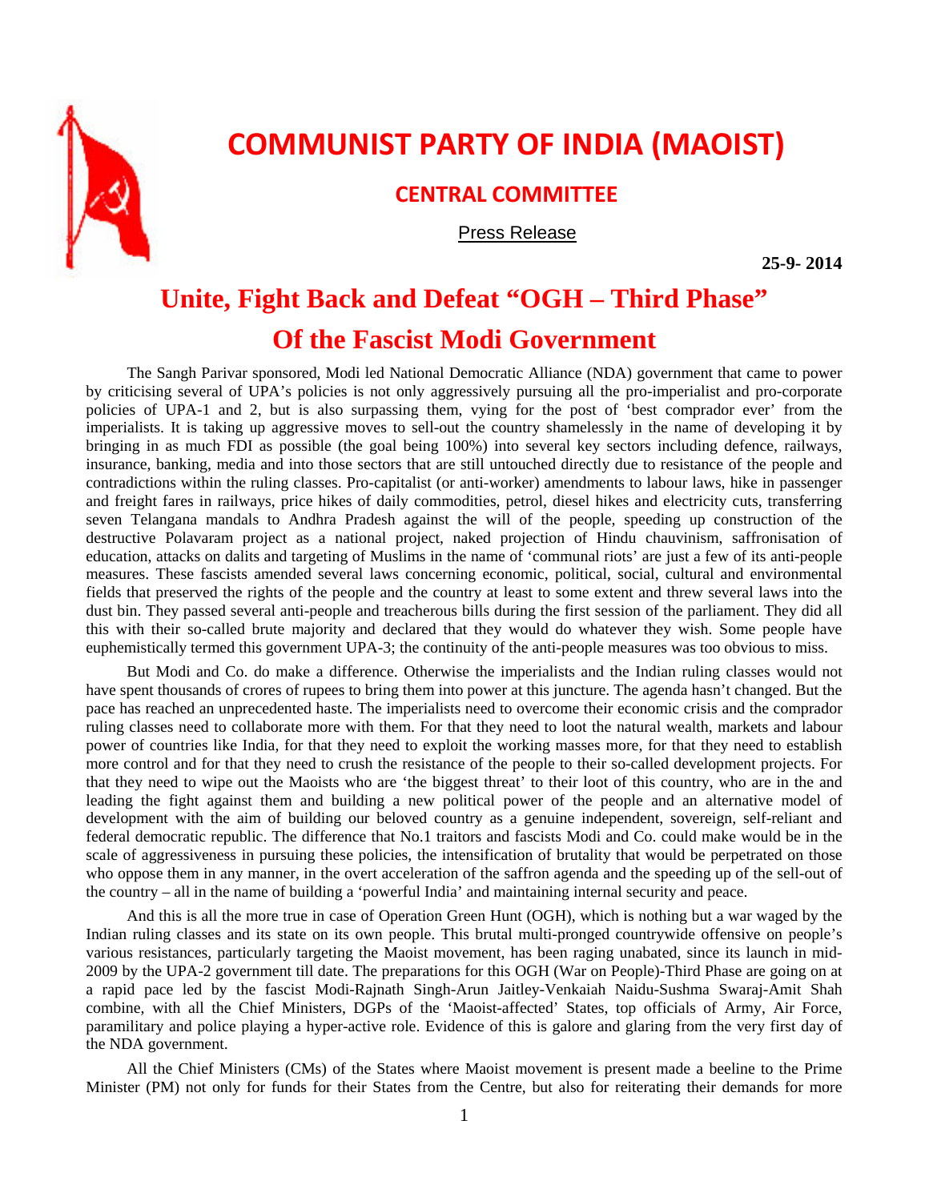# COMMUNIST PARTY OF INDIA (MAOIST)

## CENTRAL COMMITTEE

Press Release

**25-9- 2014**

# Unite, Fight Back and Defeat "OGH – Third Phase" Of the Fascist Modi Government

The Sangh Parivar sponsored, Modi led National Democratic Alliance (NDA) government that came to power by criticising several of UPA's policies is not only aggressively pursuing all the pro-imperialist and pro-corporate policies of UPA-1 and 2, but is also surpassing them, vying for the post of 'best comprador ever' from the imperialists. It is taking up aggressive moves to sell-out the country shamelessly in the name of developing it by bringing in as much FDI as possible (the goal being 100%) into several key sectors including defence, railways, insurance, banking, media and into those sectors that are still untouched directly due to resistance of the people and contradictions within the ruling classes. Pro-capitalist (or anti-worker) amendments to labour laws, hike in passenger and freight fares in railways, price hikes of daily commodities, petrol, diesel hikes and electricity cuts, transferring seven Telangana mandals to Andhra Pradesh against the will of the people, speeding up construction of the destructive Polavaram project as a national project, naked projection of Hindu chauvinism, saffronisation of education, attacks on dalits and targeting of Muslims in the name of 'communal riots' are just a few of its anti-people measures. These fascists amended several laws concerning economic, political, social, cultural and environmental fields that preserved the rights of the people and the country at least to some extent and threw several laws into the dust bin. They passed several anti-people and treacherous bills during the first session of the parliament. They did all this with their so-called brute majority and declared that they would do whatever they wish. Some people have euphemistically termed this government UPA-3; the continuity of the anti-people measures was too obvious to miss.

But Modi and Co. do make a difference. Otherwise the imperialists and the Indian ruling classes would not have spent thousands of crores of rupees to bring them into power at this juncture. The agenda hasn't changed. But the pace has reached an unprecedented haste. The imperialists need to overcome their economic crisis and the comprador ruling classes need to collaborate more with them. For that they need to loot the natural wealth, markets and labour power of countries like India, for that they need to exploit the working masses more, for that they need to establish more control and for that they need to crush the resistance of the people to their so-called development projects. For that they need to wipe out the Maoists who are 'the biggest threat' to their loot of this country, who are in the and leading the fight against them and building a new political power of the people and an alternative model of development with the aim of building our beloved country as a genuine independent, sovereign, self-reliant and federal democratic republic. The difference that No.1 traitors and fascists Modi and Co. could make would be in the scale of aggressiveness in pursuing these policies, the intensification of brutality that would be perpetrated on those who oppose them in any manner, in the overt acceleration of the saffron agenda and the speeding up of the sell-out of the country – all in the name of building a 'powerful India' and maintaining internal security and peace.

And this is all the more true in case of Operation Green Hunt (OGH), which is nothing but a war waged by the Indian ruling classes and its state on its own people. This brutal multi-pronged countrywide offensive on people's various resistances, particularly targeting the Maoist movement, has been raging unabated, since its launch in mid-2009 by the UPA-2 government till date. The preparations for this OGH (War on People)-Third Phase are going on at a rapid pace led by the fascist Modi-Rajnath Singh-Arun Jaitley-Venkaiah Naidu-Sushma Swaraj-Amit Shah combine, with all the Chief Ministers, DGPs of the 'Maoist-affected' States, top officials of Army, Air Force, paramilitary and police playing a hyper-active role. Evidence of this is galore and glaring from the very first day of the NDA government.

All the Chief Ministers (CMs) of the States where Maoist movement is present made a beeline to the Prime Minister (PM) not only for funds for their States from the Centre, but also for reiterating their demands for more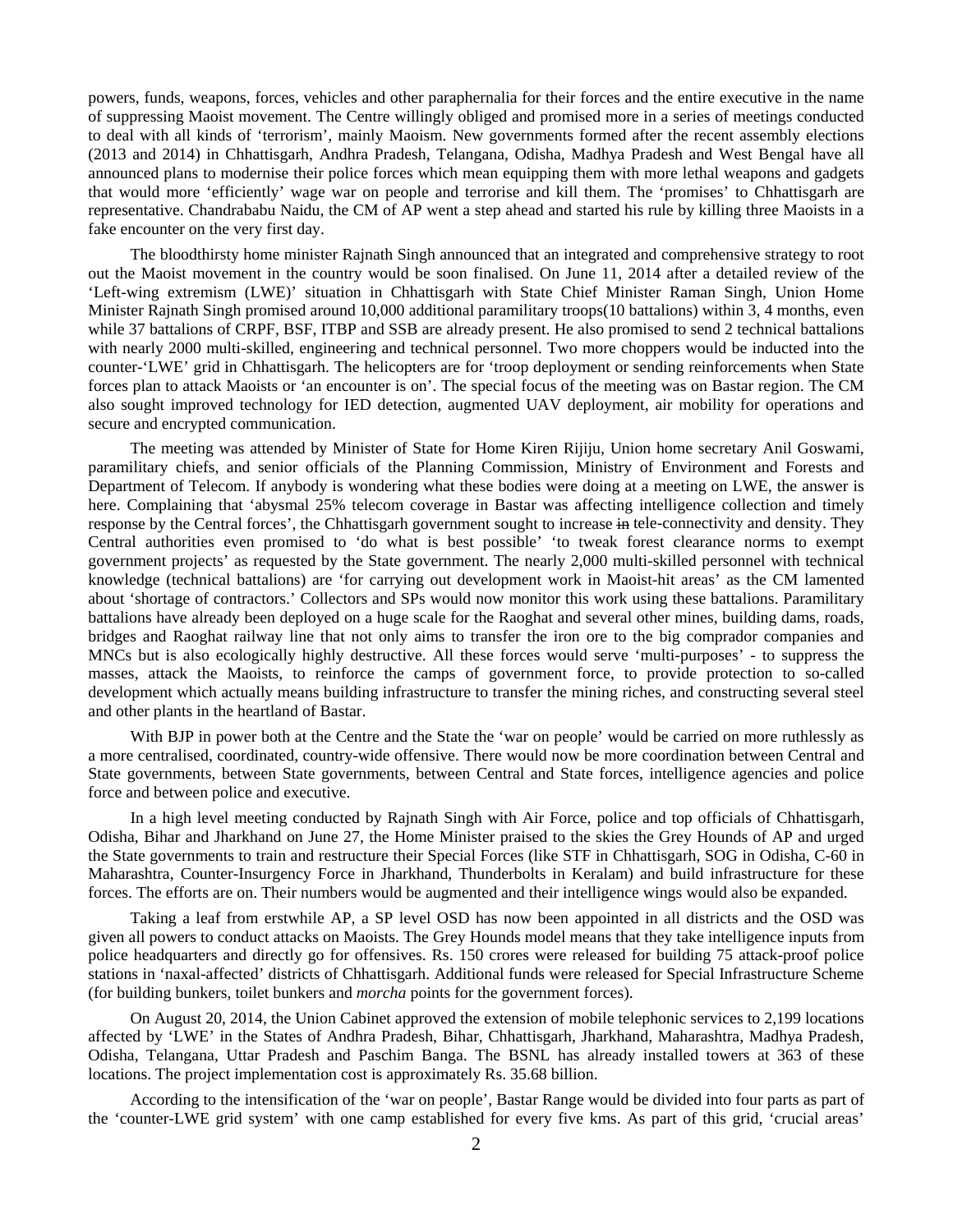powers, funds, weapons, forces, vehicles and other paraphernalia for their forces and the entire executive in the name of suppressing Maoist movement. The Centre willingly obliged and promised more in a series of meetings conducted to deal with all kinds of 'terrorism', mainly Maoism. New governments formed after the recent assembly elections (2013 and 2014) in Chhattisgarh, Andhra Pradesh, Telangana, Odisha, Madhya Pradesh and West Bengal have all announced plans to modernise their police forces which mean equipping them with more lethal weapons and gadgets that would more 'efficiently' wage war on people and terrorise and kill them. The 'promises' to Chhattisgarh are representative. Chandrababu Naidu, the CM of AP went a step ahead and started his rule by killing three Maoists in a fake encounter on the very first day.

The bloodthirsty home minister Rajnath Singh announced that an integrated and comprehensive strategy to root out the Maoist movement in the country would be soon finalised. On June 11, 2014 after a detailed review of the 'Left-wing extremism (LWE)' situation in Chhattisgarh with State Chief Minister Raman Singh, Union Home Minister Rajnath Singh promised around 10,000 additional paramilitary troops(10 battalions) within 3, 4 months, even while 37 battalions of CRPF, BSF, ITBP and SSB are already present. He also promised to send 2 technical battalions with nearly 2000 multi-skilled, engineering and technical personnel. Two more choppers would be inducted into the counter-'LWE' grid in Chhattisgarh. The helicopters are for 'troop deployment or sending reinforcements when State forces plan to attack Maoists or 'an encounter is on'. The special focus of the meeting was on Bastar region. The CM also sought improved technology for IED detection, augmented UAV deployment, air mobility for operations and secure and encrypted communication.

The meeting was attended by Minister of State for Home Kiren Rijiju, Union home secretary Anil Goswami, paramilitary chiefs, and senior officials of the Planning Commission, Ministry of Environment and Forests and Department of Telecom. If anybody is wondering what these bodies were doing at a meeting on LWE, the answer is here. Complaining that 'abysmal 25% telecom coverage in Bastar was affecting intelligence collection and timely response by the Central forces', the Chhattisgarh government sought to increase ~~in~~ tele-connectivity and density. They Central authorities even promised to 'do what is best possible' 'to tweak forest clearance norms to exempt government projects' as requested by the State government. The nearly 2,000 multi-skilled personnel with technical knowledge (technical battalions) are 'for carrying out development work in Maoist-hit areas' as the CM lamented about 'shortage of contractors.' Collectors and SPs would now monitor this work using these battalions. Paramilitary battalions have already been deployed on a huge scale for the Raoghat and several other mines, building dams, roads, bridges and Raoghat railway line that not only aims to transfer the iron ore to the big comprador companies and MNCs but is also ecologically highly destructive. All these forces would serve 'multi-purposes' - to suppress the masses, attack the Maoists, to reinforce the camps of government force, to provide protection to so-called development which actually means building infrastructure to transfer the mining riches, and constructing several steel and other plants in the heartland of Bastar.

With BJP in power both at the Centre and the State the 'war on people' would be carried on more ruthlessly as a more centralised, coordinated, country-wide offensive. There would now be more coordination between Central and State governments, between State governments, between Central and State forces, intelligence agencies and police force and between police and executive.

In a high level meeting conducted by Rajnath Singh with Air Force, police and top officials of Chhattisgarh, Odisha, Bihar and Jharkhand on June 27, the Home Minister praised to the skies the Grey Hounds of AP and urged the State governments to train and restructure their Special Forces (like STF in Chhattisgarh, SOG in Odisha, C-60 in Maharashtra, Counter-Insurgency Force in Jharkhand, Thunderbolts in Keralam) and build infrastructure for these forces. The efforts are on. Their numbers would be augmented and their intelligence wings would also be expanded.

Taking a leaf from erstwhile AP, a SP level OSD has now been appointed in all districts and the OSD was given all powers to conduct attacks on Maoists. The Grey Hounds model means that they take intelligence inputs from police headquarters and directly go for offensives. Rs. 150 crores were released for building 75 attack-proof police stations in 'naxal-affected' districts of Chhattisgarh. Additional funds were released for Special Infrastructure Scheme (for building bunkers, toilet bunkers and *morcha* points for the government forces).

On August 20, 2014, the Union Cabinet approved the extension of mobile telephonic services to 2,199 locations affected by 'LWE' in the States of Andhra Pradesh, Bihar, Chhattisgarh, Jharkhand, Maharashtra, Madhya Pradesh, Odisha, Telangana, Uttar Pradesh and Paschim Banga. The BSNL has already installed towers at 363 of these locations. The project implementation cost is approximately Rs. 35.68 billion.

According to the intensification of the 'war on people', Bastar Range would be divided into four parts as part of the 'counter-LWE grid system' with one camp established for every five kms. As part of this grid, 'crucial areas'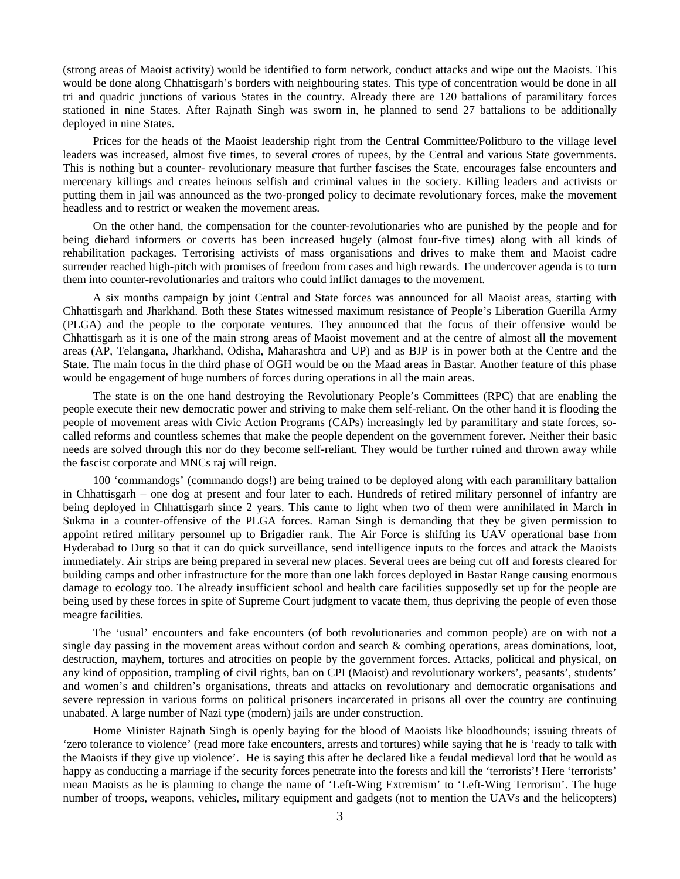(strong areas of Maoist activity) would be identified to form network, conduct attacks and wipe out the Maoists. This would be done along Chhattisgarh's borders with neighbouring states. This type of concentration would be done in all tri and quadric junctions of various States in the country. Already there are 120 battalions of paramilitary forces stationed in nine States. After Rajnath Singh was sworn in, he planned to send 27 battalions to be additionally deployed in nine States.

Prices for the heads of the Maoist leadership right from the Central Committee/Politburo to the village level leaders was increased, almost five times, to several crores of rupees, by the Central and various State governments. This is nothing but a counter- revolutionary measure that further fascises the State, encourages false encounters and mercenary killings and creates heinous selfish and criminal values in the society. Killing leaders and activists or putting them in jail was announced as the two-pronged policy to decimate revolutionary forces, make the movement headless and to restrict or weaken the movement areas.

On the other hand, the compensation for the counter-revolutionaries who are punished by the people and for being diehard informers or coverts has been increased hugely (almost four-five times) along with all kinds of rehabilitation packages. Terrorising activists of mass organisations and drives to make them and Maoist cadre surrender reached high-pitch with promises of freedom from cases and high rewards. The undercover agenda is to turn them into counter-revolutionaries and traitors who could inflict damages to the movement.

A six months campaign by joint Central and State forces was announced for all Maoist areas, starting with Chhattisgarh and Jharkhand. Both these States witnessed maximum resistance of People's Liberation Guerilla Army (PLGA) and the people to the corporate ventures. They announced that the focus of their offensive would be Chhattisgarh as it is one of the main strong areas of Maoist movement and at the centre of almost all the movement areas (AP, Telangana, Jharkhand, Odisha, Maharashtra and UP) and as BJP is in power both at the Centre and the State. The main focus in the third phase of OGH would be on the Maad areas in Bastar. Another feature of this phase would be engagement of huge numbers of forces during operations in all the main areas.

The state is on the one hand destroying the Revolutionary People's Committees (RPC) that are enabling the people execute their new democratic power and striving to make them self-reliant. On the other hand it is flooding the people of movement areas with Civic Action Programs (CAPs) increasingly led by paramilitary and state forces, so-called reforms and countless schemes that make the people dependent on the government forever. Neither their basic needs are solved through this nor do they become self-reliant. They would be further ruined and thrown away while the fascist corporate and MNCs raj will reign.

100 'commandogs' (commando dogs!) are being trained to be deployed along with each paramilitary battalion in Chhattisgarh – one dog at present and four later to each. Hundreds of retired military personnel of infantry are being deployed in Chhattisgarh since 2 years. This came to light when two of them were annihilated in March in Sukma in a counter-offensive of the PLGA forces. Raman Singh is demanding that they be given permission to appoint retired military personnel up to Brigadier rank. The Air Force is shifting its UAV operational base from Hyderabad to Durg so that it can do quick surveillance, send intelligence inputs to the forces and attack the Maoists immediately. Air strips are being prepared in several new places. Several trees are being cut off and forests cleared for building camps and other infrastructure for the more than one lakh forces deployed in Bastar Range causing enormous damage to ecology too. The already insufficient school and health care facilities supposedly set up for the people are being used by these forces in spite of Supreme Court judgment to vacate them, thus depriving the people of even those meagre facilities.

The 'usual' encounters and fake encounters (of both revolutionaries and common people) are on with not a single day passing in the movement areas without cordon and search & combing operations, areas dominations, loot, destruction, mayhem, tortures and atrocities on people by the government forces. Attacks, political and physical, on any kind of opposition, trampling of civil rights, ban on CPI (Maoist) and revolutionary workers', peasants', students' and women's and children's organisations, threats and attacks on revolutionary and democratic organisations and severe repression in various forms on political prisoners incarcerated in prisons all over the country are continuing unabated. A large number of Nazi type (modern) jails are under construction.

Home Minister Rajnath Singh is openly baying for the blood of Maoists like bloodhounds; issuing threats of 'zero tolerance to violence' (read more fake encounters, arrests and tortures) while saying that he is 'ready to talk with the Maoists if they give up violence'. He is saying this after he declared like a feudal medieval lord that he would as happy as conducting a marriage if the security forces penetrate into the forests and kill the 'terrorists'! Here 'terrorists' mean Maoists as he is planning to change the name of 'Left-Wing Extremism' to 'Left-Wing Terrorism'. The huge number of troops, weapons, vehicles, military equipment and gadgets (not to mention the UAVs and the helicopters)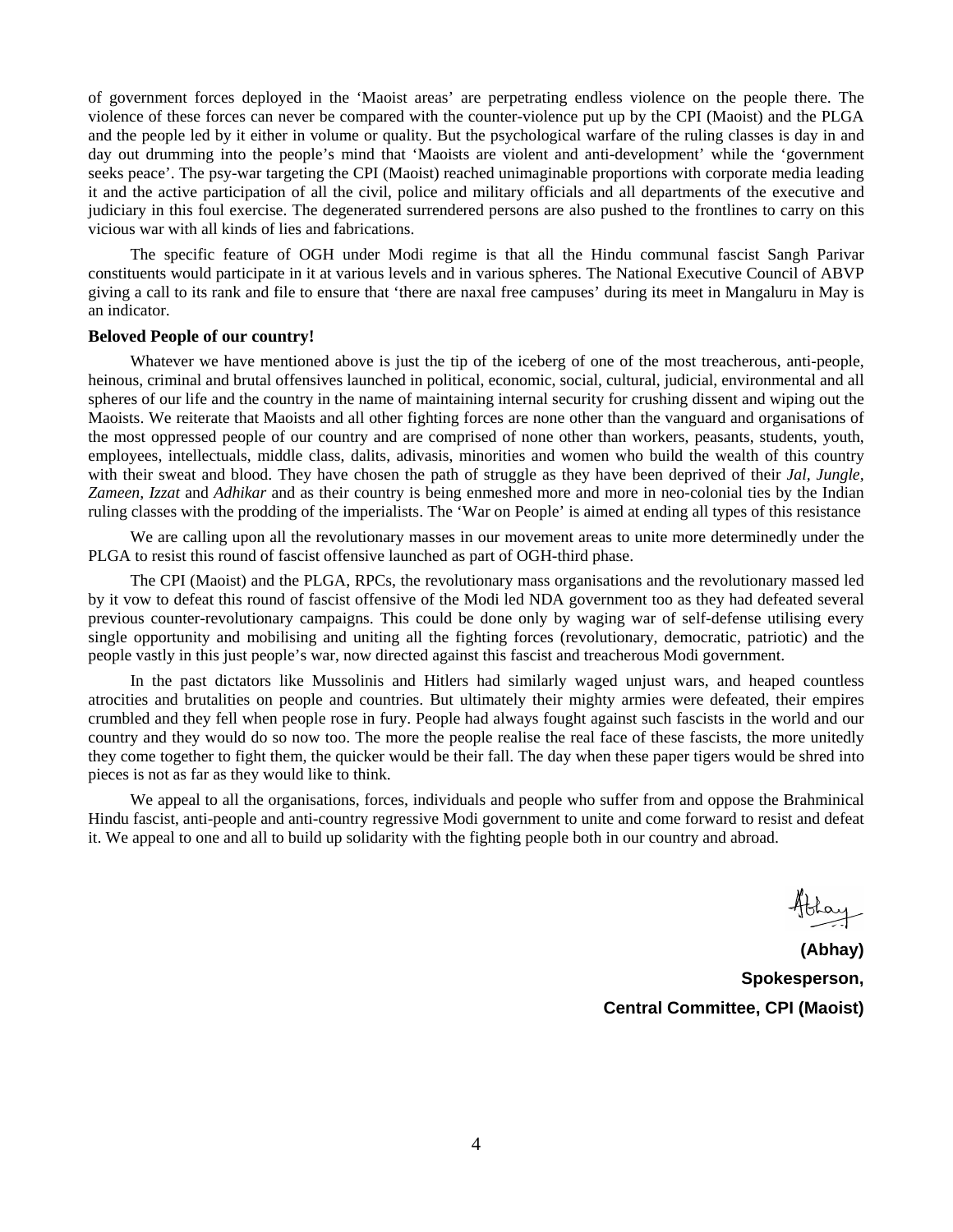of government forces deployed in the 'Maoist areas' are perpetrating endless violence on the people there. The violence of these forces can never be compared with the counter-violence put up by the CPI (Maoist) and the PLGA and the people led by it either in volume or quality. But the psychological warfare of the ruling classes is day in and day out drumming into the people's mind that 'Maoists are violent and anti-development' while the 'government seeks peace'. The psy-war targeting the CPI (Maoist) reached unimaginable proportions with corporate media leading it and the active participation of all the civil, police and military officials and all departments of the executive and judiciary in this foul exercise. The degenerated surrendered persons are also pushed to the frontlines to carry on this vicious war with all kinds of lies and fabrications.

The specific feature of OGH under Modi regime is that all the Hindu communal fascist Sangh Parivar constituents would participate in it at various levels and in various spheres. The National Executive Council of ABVP giving a call to its rank and file to ensure that 'there are naxal free campuses' during its meet in Mangaluru in May is an indicator.

**Beloved People of our country!**

Whatever we have mentioned above is just the tip of the iceberg of one of the most treacherous, anti-people, heinous, criminal and brutal offensives launched in political, economic, social, cultural, judicial, environmental and all spheres of our life and the country in the name of maintaining internal security for crushing dissent and wiping out the Maoists. We reiterate that Maoists and all other fighting forces are none other than the vanguard and organisations of the most oppressed people of our country and are comprised of none other than workers, peasants, students, youth, employees, intellectuals, middle class, dalits, adivasis, minorities and women who build the wealth of this country with their sweat and blood. They have chosen the path of struggle as they have been deprived of their *Jal*, *Jungle*, *Zameen*, *Izzat* and *Adhikar* and as their country is being enmeshed more and more in neo-colonial ties by the Indian ruling classes with the prodding of the imperialists. The 'War on People' is aimed at ending all types of this resistance

We are calling upon all the revolutionary masses in our movement areas to unite more determinedly under the PLGA to resist this round of fascist offensive launched as part of OGH-third phase.

The CPI (Maoist) and the PLGA, RPCs, the revolutionary mass organisations and the revolutionary massed led by it vow to defeat this round of fascist offensive of the Modi led NDA government too as they had defeated several previous counter-revolutionary campaigns. This could be done only by waging war of self-defense utilising every single opportunity and mobilising and uniting all the fighting forces (revolutionary, democratic, patriotic) and the people vastly in this just people's war, now directed against this fascist and treacherous Modi government.

In the past dictators like Mussolinis and Hitlers had similarly waged unjust wars, and heaped countless atrocities and brutalities on people and countries. But ultimately their mighty armies were defeated, their empires crumbled and they fell when people rose in fury. People had always fought against such fascists in the world and our country and they would do so now too. The more the people realise the real face of these fascists, the more unitedly they come together to fight them, the quicker would be their fall. The day when these paper tigers would be shred into pieces is not as far as they would like to think.

We appeal to all the organisations, forces, individuals and people who suffer from and oppose the Brahminical Hindu fascist, anti-people and anti-country regressive Modi government to unite and come forward to resist and defeat it. We appeal to one and all to build up solidarity with the fighting people both in our country and abroad.

Abhay

**(Abhay)**
**Spokesperson,**
**Central Committee, CPI (Maoist)**